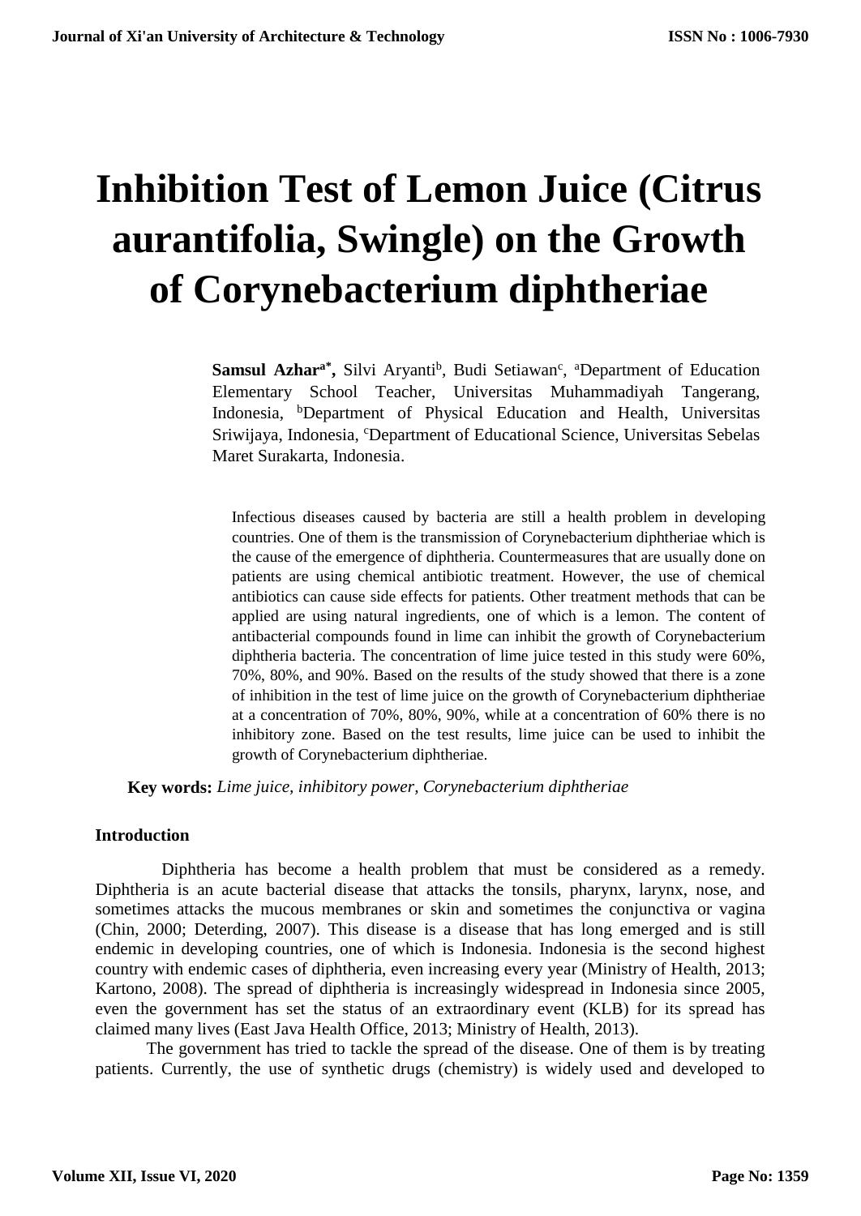# Inhibition Test of Lemon Juice (Citrus aurantifolia, Swingle) on the Growth of Corynebacterium diphtheriae

**Samsul Azhar**[a*]**,** Silvi Aryanti[b], Budi Setiawan[c], [a]Department of Education Elementary School Teacher, Universitas Muhammadiyah Tangerang, Indonesia, [b]Department of Physical Education and Health, Universitas Sriwijaya, Indonesia, [c]Department of Educational Science, Universitas Sebelas Maret Surakarta, Indonesia.

Infectious diseases caused by bacteria are still a health problem in developing countries. One of them is the transmission of Corynebacterium diphtheriae which is the cause of the emergence of diphtheria. Countermeasures that are usually done on patients are using chemical antibiotic treatment. However, the use of chemical antibiotics can cause side effects for patients. Other treatment methods that can be applied are using natural ingredients, one of which is a lemon. The content of antibacterial compounds found in lime can inhibit the growth of Corynebacterium diphtheria bacteria. The concentration of lime juice tested in this study were 60%, 70%, 80%, and 90%. Based on the results of the study showed that there is a zone of inhibition in the test of lime juice on the growth of Corynebacterium diphtheriae at a concentration of 70%, 80%, 90%, while at a concentration of 60% there is no inhibitory zone. Based on the test results, lime juice can be used to inhibit the growth of Corynebacterium diphtheriae.

**Key words:** *Lime juice, inhibitory power, Corynebacterium diphtheriae*

## Introduction

Diphtheria has become a health problem that must be considered as a remedy. Diphtheria is an acute bacterial disease that attacks the tonsils, pharynx, larynx, nose, and sometimes attacks the mucous membranes or skin and sometimes the conjunctiva or vagina (Chin, 2000; Deterding, 2007). This disease is a disease that has long emerged and is still endemic in developing countries, one of which is Indonesia. Indonesia is the second highest country with endemic cases of diphtheria, even increasing every year (Ministry of Health, 2013; Kartono, 2008). The spread of diphtheria is increasingly widespread in Indonesia since 2005, even the government has set the status of an extraordinary event (KLB) for its spread has claimed many lives (East Java Health Office, 2013; Ministry of Health, 2013).

The government has tried to tackle the spread of the disease. One of them is by treating patients. Currently, the use of synthetic drugs (chemistry) is widely used and developed to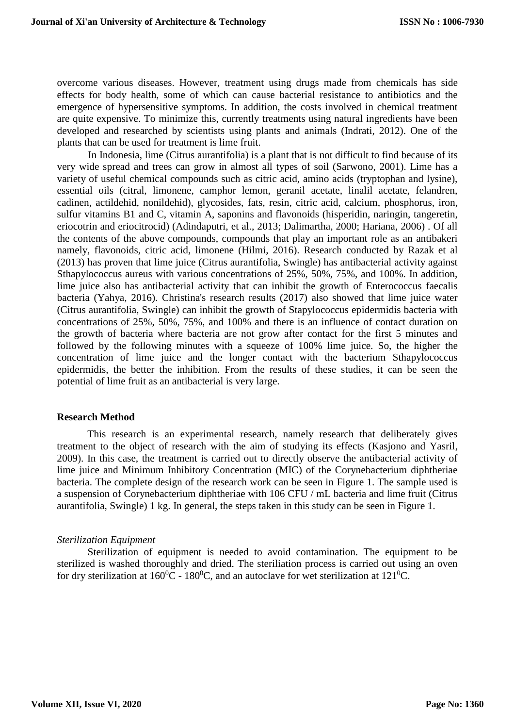overcome various diseases. However, treatment using drugs made from chemicals has side effects for body health, some of which can cause bacterial resistance to antibiotics and the emergence of hypersensitive symptoms. In addition, the costs involved in chemical treatment are quite expensive. To minimize this, currently treatments using natural ingredients have been developed and researched by scientists using plants and animals (Indrati, 2012). One of the plants that can be used for treatment is lime fruit.

In Indonesia, lime (Citrus aurantifolia) is a plant that is not difficult to find because of its very wide spread and trees can grow in almost all types of soil (Sarwono, 2001). Lime has a variety of useful chemical compounds such as citric acid, amino acids (tryptophan and lysine), essential oils (citral, limonene, camphor lemon, geranil acetate, linalil acetate, felandren, cadinen, actildehid, nonildehid), glycosides, fats, resin, citric acid, calcium, phosphorus, iron, sulfur vitamins B1 and C, vitamin A, saponins and flavonoids (hisperidin, naringin, tangeretin, eriocotrin and eriocitrocid) (Adindaputri, et al., 2013; Dalimartha, 2000; Hariana, 2006) . Of all the contents of the above compounds, compounds that play an important role as an antibakeri namely, flavonoids, citric acid, limonene (Hilmi, 2016). Research conducted by Razak et al (2013) has proven that lime juice (Citrus aurantifolia, Swingle) has antibacterial activity against Sthapylococcus aureus with various concentrations of 25%, 50%, 75%, and 100%. In addition, lime juice also has antibacterial activity that can inhibit the growth of Enterococcus faecalis bacteria (Yahya, 2016). Christina's research results (2017) also showed that lime juice water (Citrus aurantifolia, Swingle) can inhibit the growth of Stapylococcus epidermidis bacteria with concentrations of 25%, 50%, 75%, and 100% and there is an influence of contact duration on the growth of bacteria where bacteria are not grow after contact for the first 5 minutes and followed by the following minutes with a squeeze of 100% lime juice. So, the higher the concentration of lime juice and the longer contact with the bacterium Sthapylococcus epidermidis, the better the inhibition. From the results of these studies, it can be seen the potential of lime fruit as an antibacterial is very large.

## Research Method

This research is an experimental research, namely research that deliberately gives treatment to the object of research with the aim of studying its effects (Kasjono and Yasril, 2009). In this case, the treatment is carried out to directly observe the antibacterial activity of lime juice and Minimum Inhibitory Concentration (MIC) of the Corynebacterium diphtheriae bacteria. The complete design of the research work can be seen in Figure 1. The sample used is a suspension of Corynebacterium diphtheriae with 106 CFU / mL bacteria and lime fruit (Citrus aurantifolia, Swingle) 1 kg. In general, the steps taken in this study can be seen in Figure 1.

### *Sterilization Equipment*

Sterilization of equipment is needed to avoid contamination. The equipment to be sterilized is washed thoroughly and dried. The steriliation process is carried out using an oven for dry sterilization at $160^0$C - $180^0$C, and an autoclave for wet sterilization at $121^0$C.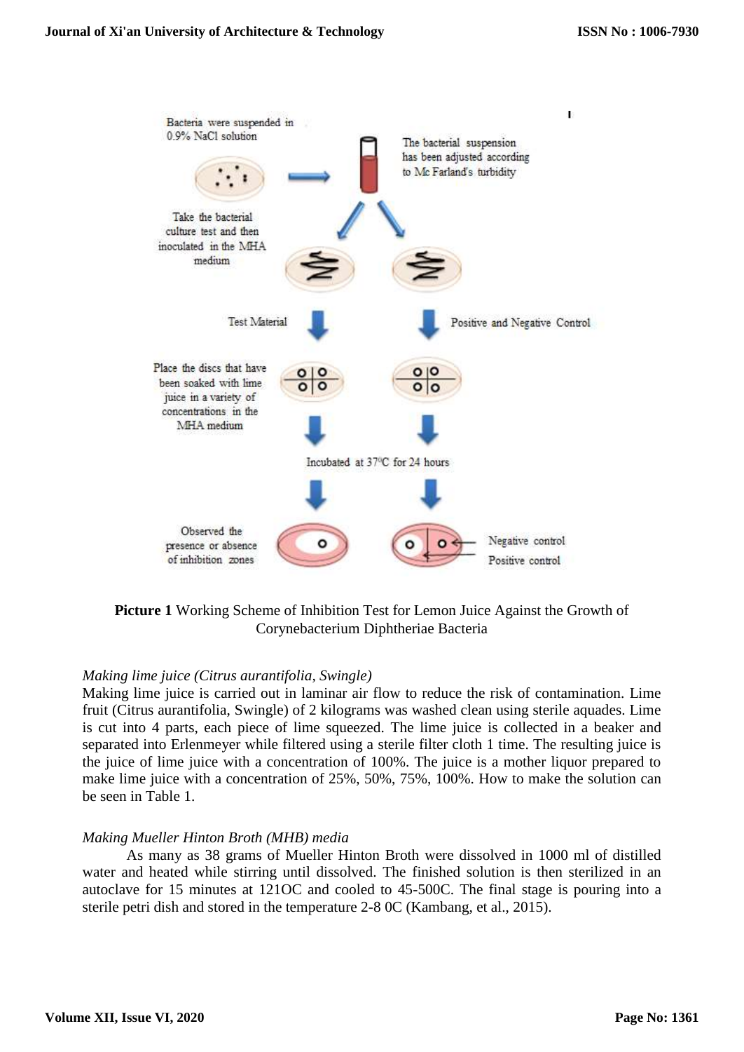**Picture 1** Working Scheme of Inhibition Test for Lemon Juice Against the Growth of Corynebacterium Diphtheriae Bacteria

*Making lime juice (Citrus aurantifolia, Swingle)*

Making lime juice is carried out in laminar air flow to reduce the risk of contamination. Lime fruit (Citrus aurantifolia, Swingle) of 2 kilograms was washed clean using sterile aquades. Lime is cut into 4 parts, each piece of lime squeezed. The lime juice is collected in a beaker and separated into Erlenmeyer while filtered using a sterile filter cloth 1 time. The resulting juice is the juice of lime juice with a concentration of 100%. The juice is a mother liquor prepared to make lime juice with a concentration of 25%, 50%, 75%, 100%. How to make the solution can be seen in Table 1.

*Making Mueller Hinton Broth (MHB) media*

As many as 38 grams of Mueller Hinton Broth were dissolved in 1000 ml of distilled water and heated while stirring until dissolved. The finished solution is then sterilized in an autoclave for 15 minutes at 121OC and cooled to 45-500C. The final stage is pouring into a sterile petri dish and stored in the temperature 2-8 0C (Kambang, et al., 2015).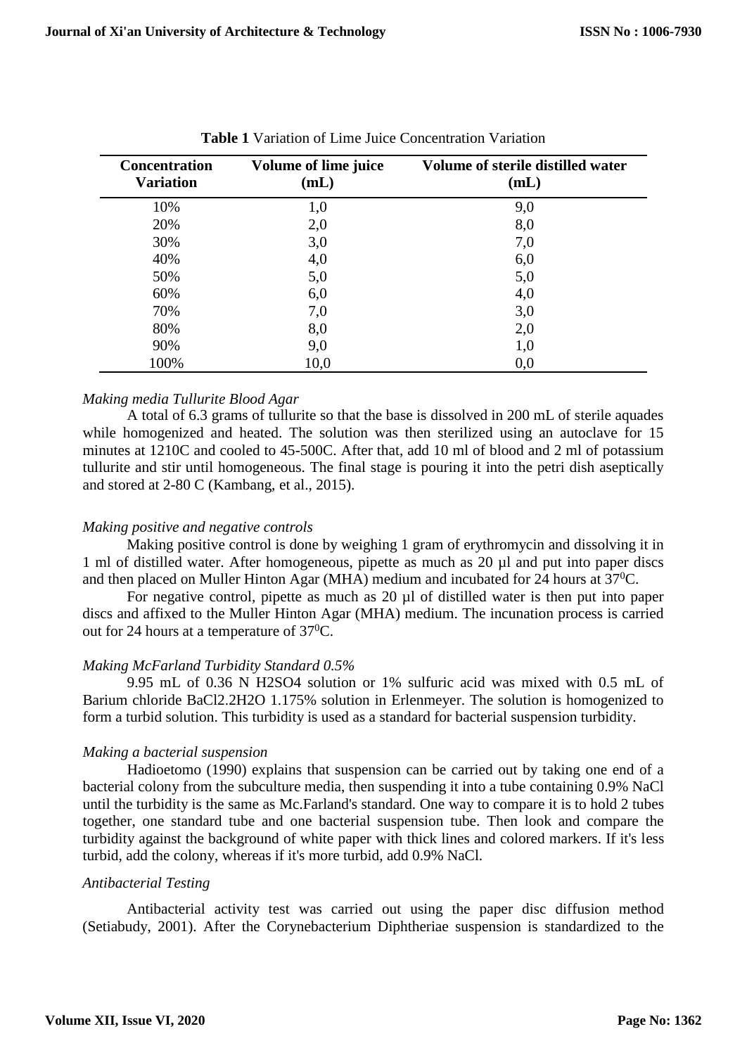**Table 1** Variation of Lime Juice Concentration Variation

| Concentration Variation | Volume of lime juice (mL) | Volume of sterile distilled water (mL) |
|---|---|---|
| 10% | 1,0 | 9,0 |
| 20% | 2,0 | 8,0 |
| 30% | 3,0 | 7,0 |
| 40% | 4,0 | 6,0 |
| 50% | 5,0 | 5,0 |
| 60% | 6,0 | 4,0 |
| 70% | 7,0 | 3,0 |
| 80% | 8,0 | 2,0 |
| 90% | 9,0 | 1,0 |
| 100% | 10,0 | 0,0 |

*Making media Tullurite Blood Agar*

A total of 6.3 grams of tullurite so that the base is dissolved in 200 mL of sterile aquades while homogenized and heated. The solution was then sterilized using an autoclave for 15 minutes at 1210C and cooled to 45-500C. After that, add 10 ml of blood and 2 ml of potassium tullurite and stir until homogeneous. The final stage is pouring it into the petri dish aseptically and stored at 2-80 C (Kambang, et al., 2015).

*Making positive and negative controls*

Making positive control is done by weighing 1 gram of erythromycin and dissolving it in 1 ml of distilled water. After homogeneous, pipette as much as 20 µl and put into paper discs and then placed on Muller Hinton Agar (MHA) medium and incubated for 24 hours at $37^0$C.

For negative control, pipette as much as 20 µl of distilled water is then put into paper discs and affixed to the Muller Hinton Agar (MHA) medium. The incunation process is carried out for 24 hours at a temperature of $37^0$C.

*Making McFarland Turbidity Standard 0.5%*

9.95 mL of 0.36 N H2SO4 solution or 1% sulfuric acid was mixed with 0.5 mL of Barium chloride BaCl2.2H2O 1.175% solution in Erlenmeyer. The solution is homogenized to form a turbid solution. This turbidity is used as a standard for bacterial suspension turbidity.

*Making a bacterial suspension*

Hadioetomo (1990) explains that suspension can be carried out by taking one end of a bacterial colony from the subculture media, then suspending it into a tube containing 0.9% NaCl until the turbidity is the same as Mc.Farland's standard. One way to compare it is to hold 2 tubes together, one standard tube and one bacterial suspension tube. Then look and compare the turbidity against the background of white paper with thick lines and colored markers. If it's less turbid, add the colony, whereas if it's more turbid, add 0.9% NaCl.

*Antibacterial Testing*

Antibacterial activity test was carried out using the paper disc diffusion method (Setiabudy, 2001). After the Corynebacterium Diphtheriae suspension is standardized to the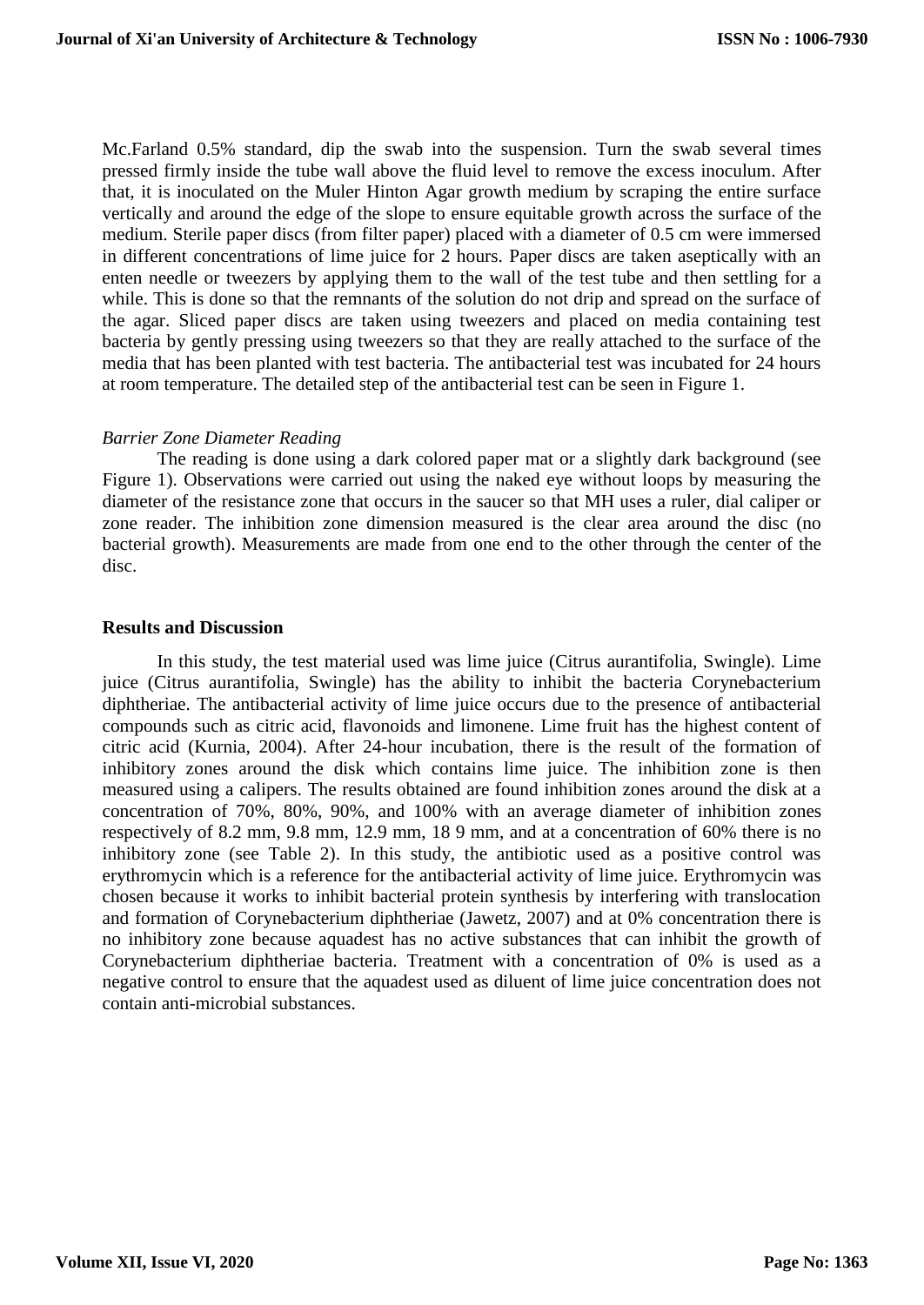Mc.Farland 0.5% standard, dip the swab into the suspension. Turn the swab several times pressed firmly inside the tube wall above the fluid level to remove the excess inoculum. After that, it is inoculated on the Muler Hinton Agar growth medium by scraping the entire surface vertically and around the edge of the slope to ensure equitable growth across the surface of the medium. Sterile paper discs (from filter paper) placed with a diameter of 0.5 cm were immersed in different concentrations of lime juice for 2 hours. Paper discs are taken aseptically with an enten needle or tweezers by applying them to the wall of the test tube and then settling for a while. This is done so that the remnants of the solution do not drip and spread on the surface of the agar. Sliced paper discs are taken using tweezers and placed on media containing test bacteria by gently pressing using tweezers so that they are really attached to the surface of the media that has been planted with test bacteria. The antibacterial test was incubated for 24 hours at room temperature. The detailed step of the antibacterial test can be seen in Figure 1.

*Barrier Zone Diameter Reading*

The reading is done using a dark colored paper mat or a slightly dark background (see Figure 1). Observations were carried out using the naked eye without loops by measuring the diameter of the resistance zone that occurs in the saucer so that MH uses a ruler, dial caliper or zone reader. The inhibition zone dimension measured is the clear area around the disc (no bacterial growth). Measurements are made from one end to the other through the center of the disc.

**Results and Discussion**

In this study, the test material used was lime juice (Citrus aurantifolia, Swingle). Lime juice (Citrus aurantifolia, Swingle) has the ability to inhibit the bacteria Corynebacterium diphtheriae. The antibacterial activity of lime juice occurs due to the presence of antibacterial compounds such as citric acid, flavonoids and limonene. Lime fruit has the highest content of citric acid (Kurnia, 2004). After 24-hour incubation, there is the result of the formation of inhibitory zones around the disk which contains lime juice. The inhibition zone is then measured using a calipers. The results obtained are found inhibition zones around the disk at a concentration of 70%, 80%, 90%, and 100% with an average diameter of inhibition zones respectively of 8.2 mm, 9.8 mm, 12.9 mm, 18 9 mm, and at a concentration of 60% there is no inhibitory zone (see Table 2). In this study, the antibiotic used as a positive control was erythromycin which is a reference for the antibacterial activity of lime juice. Erythromycin was chosen because it works to inhibit bacterial protein synthesis by interfering with translocation and formation of Corynebacterium diphtheriae (Jawetz, 2007) and at 0% concentration there is no inhibitory zone because aquadest has no active substances that can inhibit the growth of Corynebacterium diphtheriae bacteria. Treatment with a concentration of 0% is used as a negative control to ensure that the aquadest used as diluent of lime juice concentration does not contain anti-microbial substances.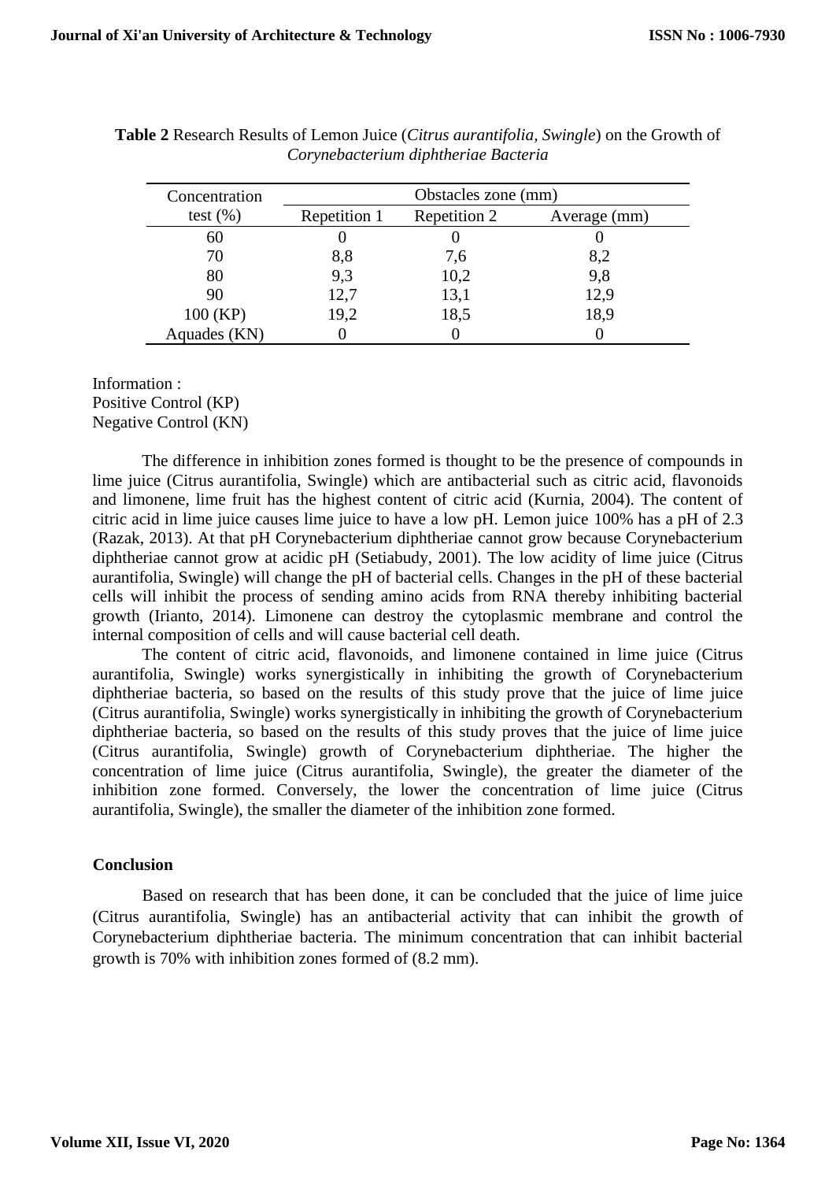**Table 2** Research Results of Lemon Juice (*Citrus aurantifolia, Swingle*) on the Growth of *Corynebacterium diphtheriae Bacteria*

| Concentration test (%) | Obstacles zone (mm) | | |
|---|---|---|---|
| | Repetition 1 | Repetition 2 | Average (mm) |
| 60 | 0 | 0 | 0 |
| 70 | 8,8 | 7,6 | 8,2 |
| 80 | 9,3 | 10,2 | 9,8 |
| 90 | 12,7 | 13,1 | 12,9 |
| 100 (KP) | 19,2 | 18,5 | 18,9 |
| Aquades (KN) | 0 | 0 | 0 |

Information :
Positive Control (KP)
Negative Control (KN)

The difference in inhibition zones formed is thought to be the presence of compounds in lime juice (Citrus aurantifolia, Swingle) which are antibacterial such as citric acid, flavonoids and limonene, lime fruit has the highest content of citric acid (Kurnia, 2004). The content of citric acid in lime juice causes lime juice to have a low pH. Lemon juice 100% has a pH of 2.3 (Razak, 2013). At that pH Corynebacterium diphtheriae cannot grow because Corynebacterium diphtheriae cannot grow at acidic pH (Setiabudy, 2001). The low acidity of lime juice (Citrus aurantifolia, Swingle) will change the pH of bacterial cells. Changes in the pH of these bacterial cells will inhibit the process of sending amino acids from RNA thereby inhibiting bacterial growth (Irianto, 2014). Limonene can destroy the cytoplasmic membrane and control the internal composition of cells and will cause bacterial cell death.

The content of citric acid, flavonoids, and limonene contained in lime juice (Citrus aurantifolia, Swingle) works synergistically in inhibiting the growth of Corynebacterium diphtheriae bacteria, so based on the results of this study prove that the juice of lime juice (Citrus aurantifolia, Swingle) works synergistically in inhibiting the growth of Corynebacterium diphtheriae bacteria, so based on the results of this study proves that the juice of lime juice (Citrus aurantifolia, Swingle) growth of Corynebacterium diphtheriae. The higher the concentration of lime juice (Citrus aurantifolia, Swingle), the greater the diameter of the inhibition zone formed. Conversely, the lower the concentration of lime juice (Citrus aurantifolia, Swingle), the smaller the diameter of the inhibition zone formed.

## Conclusion

Based on research that has been done, it can be concluded that the juice of lime juice (Citrus aurantifolia, Swingle) has an antibacterial activity that can inhibit the growth of Corynebacterium diphtheriae bacteria. The minimum concentration that can inhibit bacterial growth is 70% with inhibition zones formed of (8.2 mm).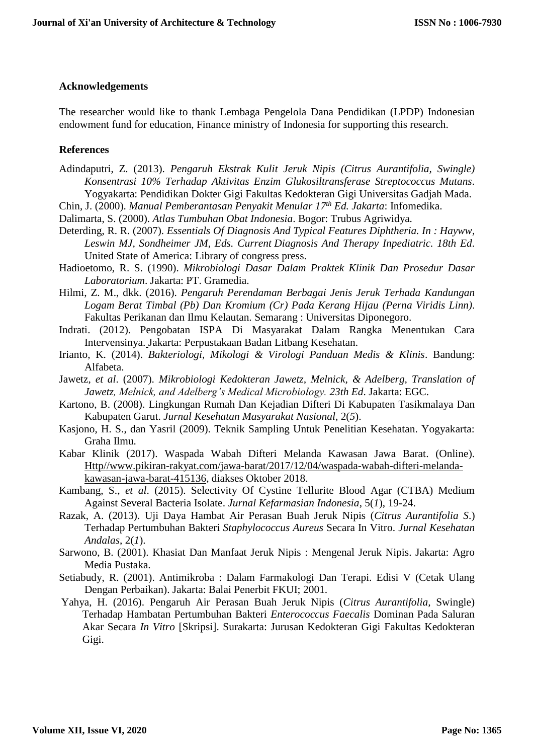## Acknowledgements

The researcher would like to thank Lembaga Pengelola Dana Pendidikan (LPDP) Indonesian endowment fund for education, Finance ministry of Indonesia for supporting this research.

## References

Adindaputri, Z. (2013). *Pengaruh Ekstrak Kulit Jeruk Nipis (Citrus Aurantifolia, Swingle) Konsentrasi 10% Terhadap Aktivitas Enzim Glukosiltransferase Streptococcus Mutans*. Yogyakarta: Pendidikan Dokter Gigi Fakultas Kedokteran Gigi Universitas Gadjah Mada.

Chin, J. (2000). *Manual Pemberantasan Penyakit Menular 17th Ed. Jakarta*: Infomedika.

Dalimarta, S. (2000). *Atlas Tumbuhan Obat Indonesia*. Bogor: Trubus Agriwidya.

Deterding, R. R. (2007). *Essentials Of Diagnosis And Typical Features Diphtheria. In : Hayww, Leswin MJ, Sondheimer JM, Eds. Current Diagnosis And Therapy Inpediatric. 18th Ed*. United State of America: Library of congress press.

Hadioetomo, R. S. (1990). *Mikrobiologi Dasar Dalam Praktek Klinik Dan Prosedur Dasar Laboratorium*. Jakarta: PT. Gramedia.

Hilmi, Z. M., dkk. (2016). *Pengaruh Perendaman Berbagai Jenis Jeruk Terhada Kandungan Logam Berat Timbal (Pb) Dan Kromium (Cr) Pada Kerang Hijau (Perna Viridis Linn)*. Fakultas Perikanan dan Ilmu Kelautan. Semarang : Universitas Diponegoro.

Indrati. (2012). Pengobatan ISPA Di Masyarakat Dalam Rangka Menentukan Cara Intervensinya. Jakarta: Perpustakaan Badan Litbang Kesehatan.

Irianto, K. (2014). *Bakteriologi, Mikologi & Virologi Panduan Medis & Klinis*. Bandung: Alfabeta.

Jawetz, *et al*. (2007). *Mikrobiologi Kedokteran Jawetz, Melnick, & Adelberg, Translation of Jawetz, Melnick, and Adelberg's Medical Microbiology. 23th Ed*. Jakarta: EGC.

Kartono, B. (2008). Lingkungan Rumah Dan Kejadian Difteri Di Kabupaten Tasikmalaya Dan Kabupaten Garut. *Jurnal Kesehatan Masyarakat Nasional*, 2(*5*).

Kasjono, H. S., dan Yasril (2009). Teknik Sampling Untuk Penelitian Kesehatan. Yogyakarta: Graha Ilmu.

Kabar Klinik (2017). Waspada Wabah Difteri Melanda Kawasan Jawa Barat. (Online). Http//www.pikiran-rakyat.com/jawa-barat/2017/12/04/waspada-wabah-difteri-melanda-kawasan-jawa-barat-415136, diakses Oktober 2018.

Kambang, S., *et al*. (2015). Selectivity Of Cystine Tellurite Blood Agar (CTBA) Medium Against Several Bacteria Isolate. *Jurnal Kefarmasian Indonesia*, 5(*1*), 19-24.

Razak, A. (2013). Uji Daya Hambat Air Perasan Buah Jeruk Nipis (*Citrus Aurantifolia S*.) Terhadap Pertumbuhan Bakteri *Staphylococcus Aureus* Secara In Vitro. *Jurnal Kesehatan Andalas*, 2(*1*).

Sarwono, B. (2001). Khasiat Dan Manfaat Jeruk Nipis : Mengenal Jeruk Nipis. Jakarta: Agro Media Pustaka.

Setiabudy, R. (2001). Antimikroba : Dalam Farmakologi Dan Terapi. Edisi V (Cetak Ulang Dengan Perbaikan). Jakarta: Balai Penerbit FKUI; 2001.

Yahya, H. (2016). Pengaruh Air Perasan Buah Jeruk Nipis (*Citrus Aurantifolia*, Swingle) Terhadap Hambatan Pertumbuhan Bakteri *Enterococcus Faecalis* Dominan Pada Saluran Akar Secara *In Vitro* [Skripsi]. Surakarta: Jurusan Kedokteran Gigi Fakultas Kedokteran Gigi.